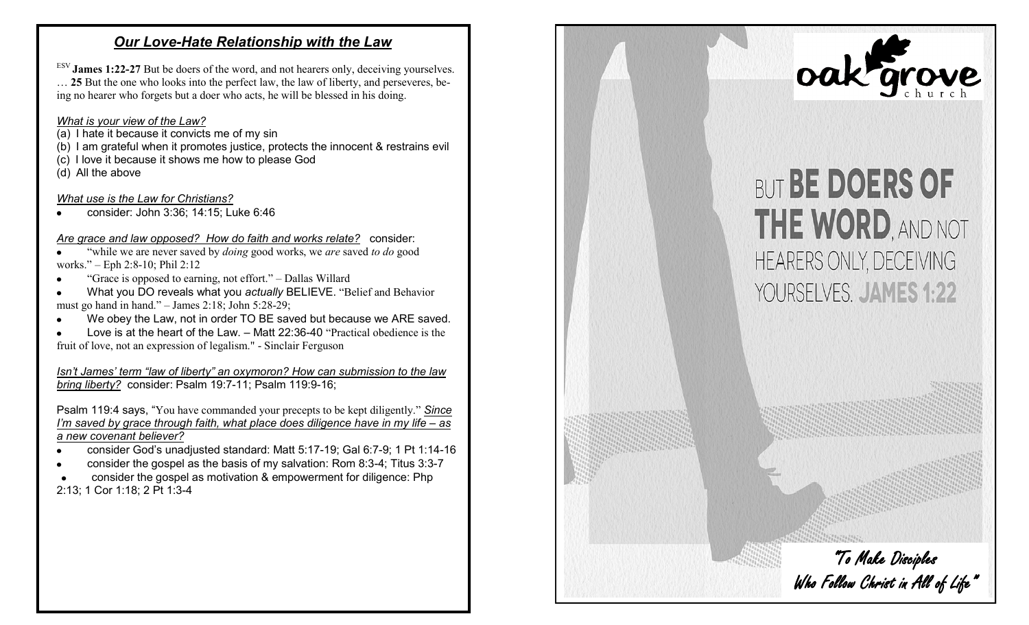## *Our Love-Hate Relationship with the Law*

ESV **James 1:22-27** But be doers of the word, and not hearers only, deceiving yourselves. … **25** But the one who looks into the perfect law, the law of liberty, and perseveres, being no hearer who forgets but a doer who acts, he will be blessed in his doing.

*What is your view of the Law?*

(a) I hate it because it convicts me of my sin
(b) I am grateful when it promotes justice, protects the innocent & restrains evil
(c) I love it because it shows me how to please God
(d) All the above

*What use is the Law for Christians?*

- consider: John 3:36; 14:15; Luke 6:46

*Are grace and law opposed? How do faith and works relate?* consider:

- "while we are never saved by *doing* good works, we *are* saved *to do* good works." – Eph 2:8-10; Phil 2:12
- "Grace is opposed to earning, not effort." – Dallas Willard
- What you DO reveals what you *actually* BELIEVE. "Belief and Behavior must go hand in hand." – James 2:18; John 5:28-29;
- We obey the Law, not in order TO BE saved but because we ARE saved.
- Love is at the heart of the Law. – Matt 22:36-40 "Practical obedience is the fruit of love, not an expression of legalism." - Sinclair Ferguson

*Isn't James' term "law of liberty" an oxymoron? How can submission to the law bring liberty?* consider: Psalm 19:7-11; Psalm 119:9-16;

Psalm 119:4 says, "You have commanded your precepts to be kept diligently." *Since I'm saved by grace through faith, what place does diligence have in my life – as a new covenant believer?*

- consider God's unadjusted standard: Matt 5:17-19; Gal 6:7-9; 1 Pt 1:14-16
- consider the gospel as the basis of my salvation: Rom 8:3-4; Titus 3:3-7
- consider the gospel as motivation & empowerment for diligence: Php 2:13; 1 Cor 1:18; 2 Pt 1:3-4

oak grove church

BUT **BE DOERS OF THE WORD**, AND NOT HEARERS ONLY, DECEIVING YOURSELVES. **JAMES 1:22**

"To Make Disciples Who Follow Christ in All of Life"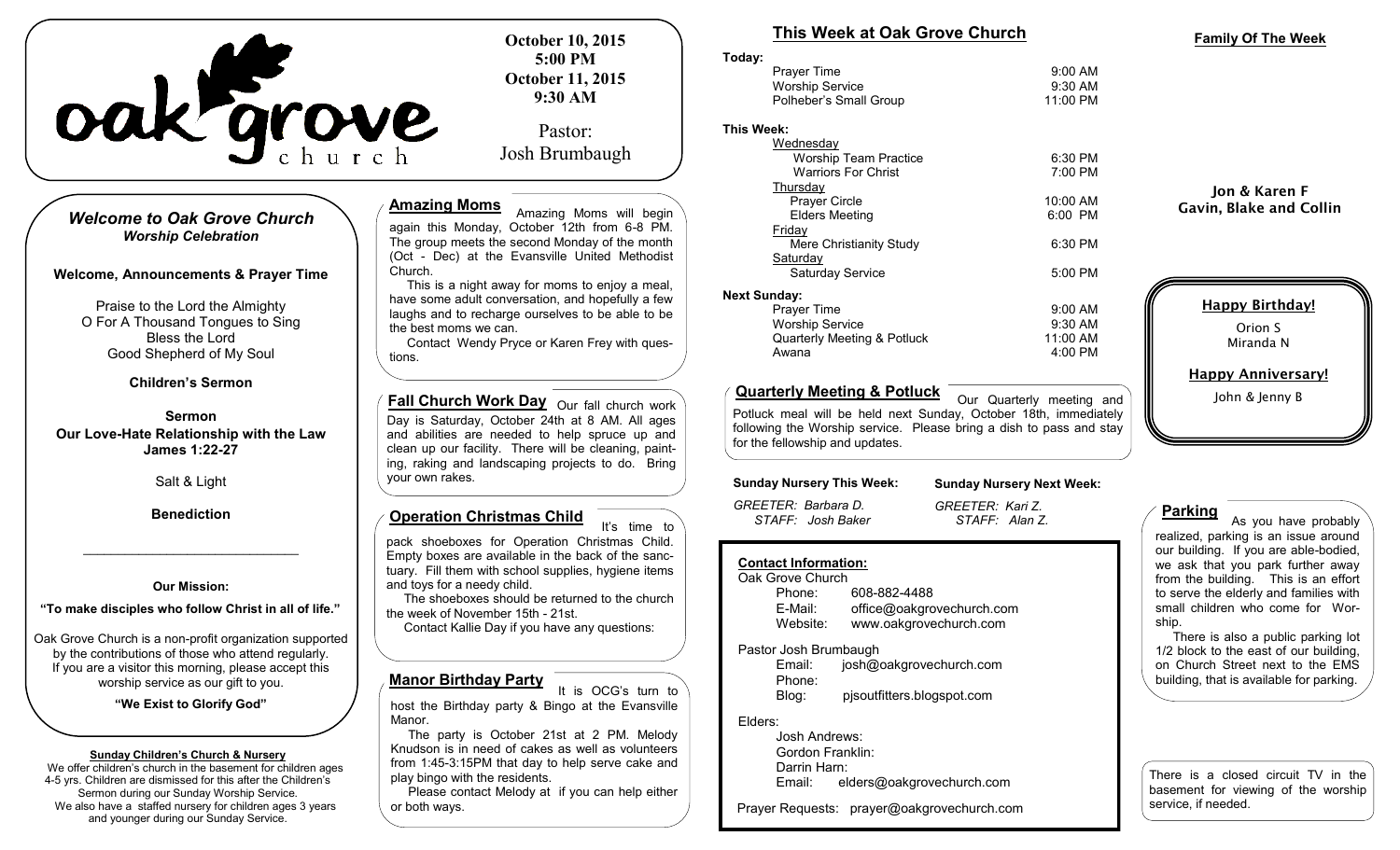# oak grove church

**October 10, 2015**
**5:00 PM**
**October 11, 2015**
**9:30 AM**

Pastor:
Josh Brumbaugh

## *Welcome to Oak Grove Church*

***Worship Celebration***

**Welcome, Announcements & Prayer Time**

Praise to the Lord the Almighty
O For A Thousand Tongues to Sing
Bless the Lord
Good Shepherd of My Soul

**Children's Sermon**

**Sermon**
**Our Love-Hate Relationship with the Law**
**James 1:22-27**

Salt & Light

**Benediction**

---

**Our Mission:**

**"To make disciples who follow Christ in all of life."**

Oak Grove Church is a non-profit organization supported by the contributions of those who attend regularly. If you are a visitor this morning, please accept this worship service as our gift to you.

**"We Exist to Glorify God"**

**Sunday Children's Church & Nursery**

We offer children's church in the basement for children ages 4-5 yrs. Children are dismissed for this after the Children's Sermon during our Sunday Worship Service.
We also have a staffed nursery for children ages 3 years and younger during our Sunday Service.

### Amazing Moms

Amazing Moms will begin again this Monday, October 12th from 6-8 PM. The group meets the second Monday of the month (Oct - Dec) at the Evansville United Methodist Church.

This is a night away for moms to enjoy a meal, have some adult conversation, and hopefully a few laughs and to recharge ourselves to be able to be the best moms we can.

Contact Wendy Pryce or Karen Frey with questions.

### Fall Church Work Day

Our fall church work Day is Saturday, October 24th at 8 AM. All ages and abilities are needed to help spruce up and clean up our facility. There will be cleaning, painting, raking and landscaping projects to do. Bring your own rakes.

### Operation Christmas Child

It's time to pack shoeboxes for Operation Christmas Child. Empty boxes are available in the back of the sanctuary. Fill them with school supplies, hygiene items and toys for a needy child.

The shoeboxes should be returned to the church the week of November 15th - 21st.

Contact Kallie Day if you have any questions:

### Manor Birthday Party

It is OCG's turn to host the Birthday party & Bingo at the Evansville Manor.

The party is October 21st at 2 PM. Melody Knudson is in need of cakes as well as volunteers from 1:45-3:15PM that day to help serve cake and play bingo with the residents.

Please contact Melody at if you can help either or both ways.

## This Week at Oak Grove Church

**Today:**

| | |
|---|---|
| Prayer Time | 9:00 AM |
| Worship Service | 9:30 AM |
| Polheber's Small Group | 11:00 PM |

**This Week:**

| | |
|---|---|
| Wednesday | |
| Worship Team Practice | 6:30 PM |
| Warriors For Christ | 7:00 PM |
| Thursday | |
| Prayer Circle | 10:00 AM |
| Elders Meeting | 6:00 PM |
| Friday | |
| Mere Christianity Study | 6:30 PM |
| Saturday | |
| Saturday Service | 5:00 PM |

**Next Sunday:**

| | |
|---|---|
| Prayer Time | 9:00 AM |
| Worship Service | 9:30 AM |
| Quarterly Meeting & Potluck | 11:00 AM |
| Awana | 4:00 PM |

### Quarterly Meeting & Potluck

Our Quarterly meeting and Potluck meal will be held next Sunday, October 18th, immediately following the Worship service. Please bring a dish to pass and stay for the fellowship and updates.

**Sunday Nursery This Week:**
*GREETER: Barbara D.*
*STAFF: Josh Baker*

**Sunday Nursery Next Week:**
*GREETER: Kari Z.*
*STAFF: Alan Z.*

**Contact Information:**

Oak Grove Church
Phone: 608-882-4488
E-Mail: office@oakgrovechurch.com
Website: www.oakgrovechurch.com

Pastor Josh Brumbaugh
Email: josh@oakgrovechurch.com
Phone:
Blog: pjsoutfitters.blogspot.com

Elders:
Josh Andrews:
Gordon Franklin:
Darrin Harn:
Email: elders@oakgrovechurch.com

Prayer Requests: prayer@oakgrovechurch.com

### Family Of The Week

**Jon & Karen F**
**Gavin, Blake and Collin**

**Happy Birthday!**

Orion S
Miranda N

**Happy Anniversary!**

John & Jenny B

### Parking

As you have probably realized, parking is an issue around our building. If you are able-bodied, we ask that you park further away from the building. This is an effort to serve the elderly and families with small children who come for Worship.

There is also a public parking lot 1/2 block to the east of our building, on Church Street next to the EMS building, that is available for parking.

There is a closed circuit TV in the basement for viewing of the worship service, if needed.